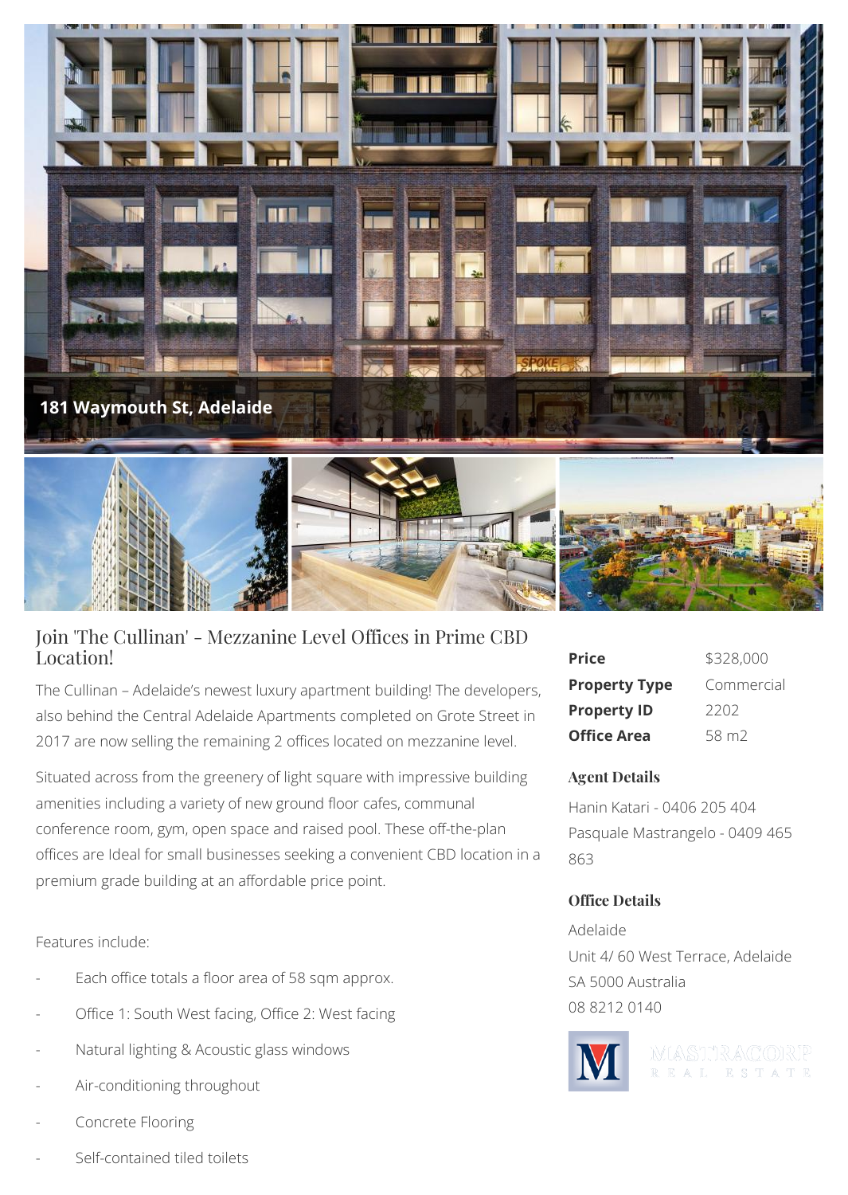181 Waymouth St, Adelaide

# Join 'The Cullinan' - Mezzanine Level Offices in Prime CBD Location!

The Cullinan – Adelaide's newest luxury apartment building! The developers, also behind the Central Adelaide Apartments completed on Grote Street in 2017 are now selling the remaining 2 offices located on mezzanine level.

Situated across from the greenery of light square with impressive building amenities including a variety of new ground floor cafes, communal conference room, gym, open space and raised pool. These off-the-plan offices are Ideal for small businesses seeking a convenient CBD location in a premium grade building at an affordable price point.

Features include:

- Each office totals a floor area of 58 sqm approx.
- Office 1: South West facing, Office 2: West facing
- Natural lighting & Acoustic glass windows
- Air-conditioning throughout
- Concrete Flooring
- Self-contained tiled toilets

| | |
|---|---|
| **Price** | $328,000 |
| **Property Type** | Commercial |
| **Property ID** | 2202 |
| **Office Area** | 58 m2 |

### Agent Details

Hanin Katari - 0406 205 404

Pasquale Mastrangelo - 0409 465 863

### Office Details

Adelaide

Unit 4/ 60 West Terrace, Adelaide SA 5000 Australia

08 8212 0140

MASTRACORP REAL ESTATE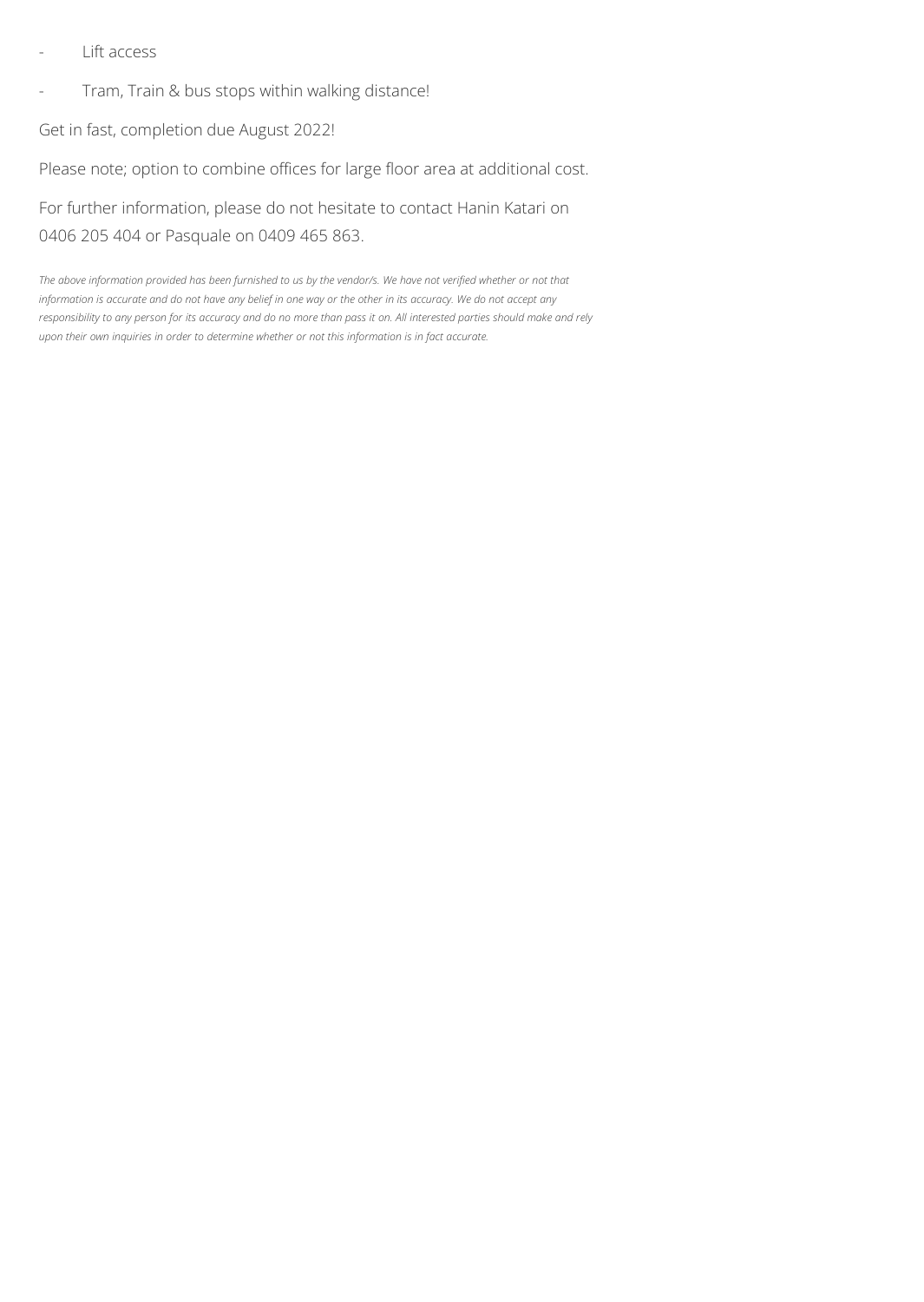- Lift access
- Tram, Train & bus stops within walking distance!

Get in fast, completion due August 2022!

Please note; option to combine offices for large floor area at additional cost.

For further information, please do not hesitate to contact Hanin Katari on 0406 205 404 or Pasquale on 0409 465 863.

*The above information provided has been furnished to us by the vendor/s. We have not verified whether or not that information is accurate and do not have any belief in one way or the other in its accuracy. We do not accept any responsibility to any person for its accuracy and do no more than pass it on. All interested parties should make and rely upon their own inquiries in order to determine whether or not this information is in fact accurate.*